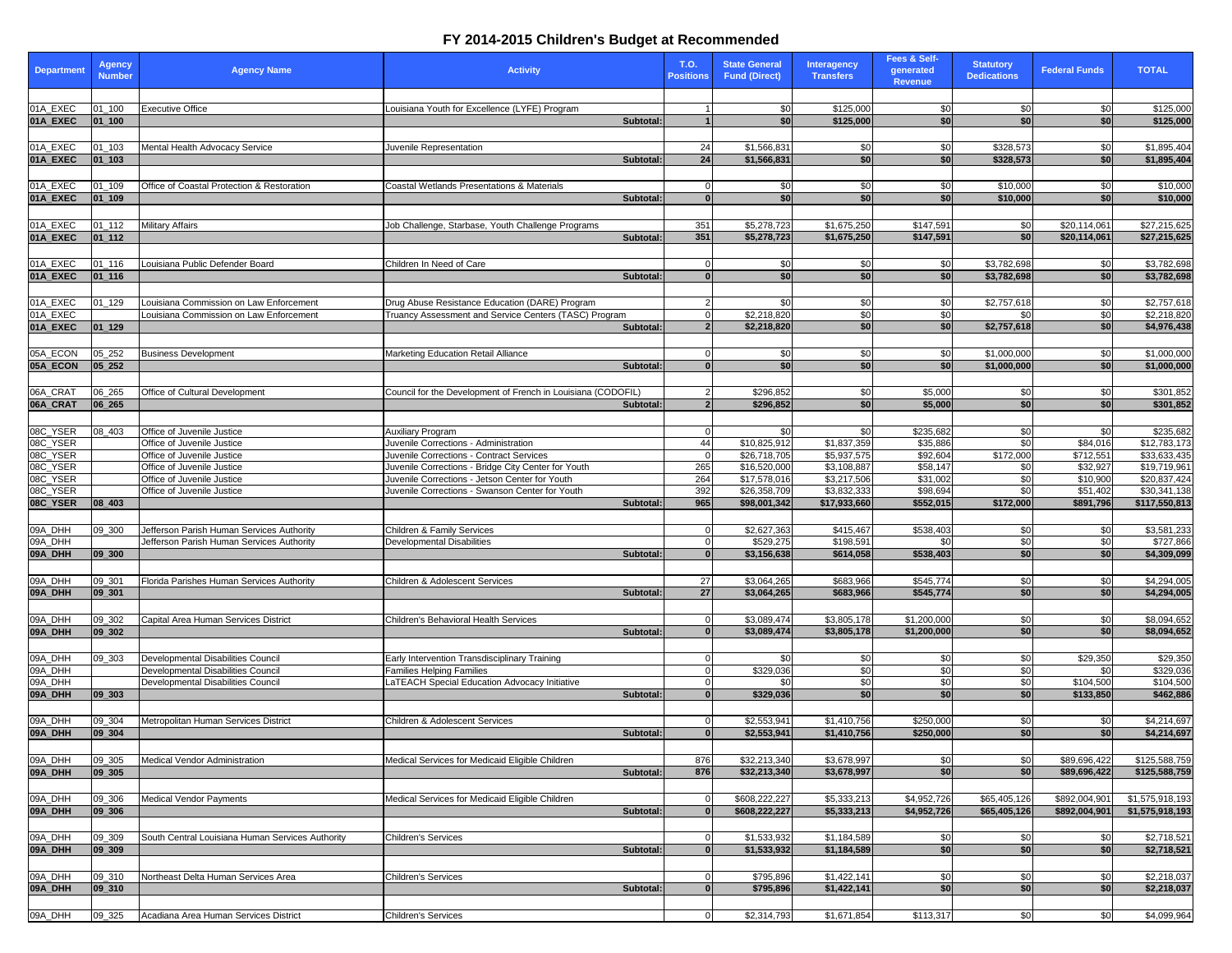# FY 2014-2015 Children's Budget at Recommended

| Department | Agency Number | Agency Name | Activity | T.O. Positions | State General Fund (Direct) | Interagency Transfers | Fees & Self-generated Revenue | Statutory Dedications | Federal Funds | TOTAL |
|---|---|---|---|---|---|---|---|---|---|---|
| 01A_EXEC | 01_100 | Executive Office | Louisiana Youth for Excellence (LYFE) Program | 1 | $0 | $125,000 | $0 | $0 | $0 | $125,000 |
| **01A_EXEC** | **01_100** | | **Subtotal:** | **1** | **$0** | **$125,000** | **$0** | **$0** | **$0** | **$125,000** |
| 01A_EXEC | 01_103 | Mental Health Advocacy Service | Juvenile Representation | 24 | $1,566,831 | $0 | $0 | $328,573 | $0 | $1,895,404 |
| **01A_EXEC** | **01_103** | | **Subtotal:** | **24** | **$1,566,831** | **$0** | **$0** | **$328,573** | **$0** | **$1,895,404** |
| 01A_EXEC | 01_109 | Office of Coastal Protection & Restoration | Coastal Wetlands Presentations & Materials | 0 | $0 | $0 | $0 | $10,000 | $0 | $10,000 |
| **01A_EXEC** | **01_109** | | **Subtotal:** | **0** | **$0** | **$0** | **$0** | **$10,000** | **$0** | **$10,000** |
| 01A_EXEC | 01_112 | Military Affairs | Job Challenge, Starbase, Youth Challenge Programs | 351 | $5,278,723 | $1,675,250 | $147,591 | $0 | $20,114,061 | $27,215,625 |
| **01A_EXEC** | **01_112** | | **Subtotal:** | **351** | **$5,278,723** | **$1,675,250** | **$147,591** | **$0** | **$20,114,061** | **$27,215,625** |
| 01A_EXEC | 01_116 | Louisiana Public Defender Board | Children In Need of Care | 0 | $0 | $0 | $0 | $3,782,698 | $0 | $3,782,698 |
| **01A_EXEC** | **01_116** | | **Subtotal:** | **0** | **$0** | **$0** | **$0** | **$3,782,698** | **$0** | **$3,782,698** |
| 01A_EXEC | 01_129 | Louisiana Commission on Law Enforcement | Drug Abuse Resistance Education (DARE) Program | 2 | $0 | $0 | $0 | $2,757,618 | $0 | $2,757,618 |
| 01A_EXEC | | Louisiana Commission on Law Enforcement | Truancy Assessment and Service Centers (TASC) Program | 0 | $2,218,820 | $0 | $0 | $0 | $0 | $2,218,820 |
| **01A_EXEC** | **01_129** | | **Subtotal:** | **2** | **$2,218,820** | **$0** | **$0** | **$2,757,618** | **$0** | **$4,976,438** |
| 05A_ECON | 05_252 | Business Development | Marketing Education Retail Alliance | 0 | $0 | $0 | $0 | $1,000,000 | $0 | $1,000,000 |
| **05A_ECON** | **05_252** | | **Subtotal:** | **0** | **$0** | **$0** | **$0** | **$1,000,000** | **$0** | **$1,000,000** |
| 06A_CRAT | 06_265 | Office of Cultural Development | Council for the Development of French in Louisiana (CODOFIL) | 2 | $296,852 | $0 | $5,000 | $0 | $0 | $301,852 |
| **06A_CRAT** | **06_265** | | **Subtotal:** | **2** | **$296,852** | **$0** | **$5,000** | **$0** | **$0** | **$301,852** |
| 08C_YSER | 08_403 | Office of Juvenile Justice | Auxiliary Program | 0 | $0 | $0 | $235,682 | $0 | $0 | $235,682 |
| 08C_YSER | | Office of Juvenile Justice | Juvenile Corrections - Administration | 44 | $10,825,912 | $1,837,359 | $35,886 | $0 | $84,016 | $12,783,173 |
| 08C_YSER | | Office of Juvenile Justice | Juvenile Corrections - Contract Services | 0 | $26,718,705 | $5,937,575 | $92,604 | $172,000 | $712,551 | $33,633,435 |
| 08C_YSER | | Office of Juvenile Justice | Juvenile Corrections - Bridge City Center for Youth | 265 | $16,520,000 | $3,108,887 | $58,147 | $0 | $32,927 | $19,719,961 |
| 08C_YSER | | Office of Juvenile Justice | Juvenile Corrections - Jetson Center for Youth | 264 | $17,578,016 | $3,217,506 | $31,002 | $0 | $10,900 | $20,837,424 |
| 08C_YSER | | Office of Juvenile Justice | Juvenile Corrections - Swanson Center for Youth | 392 | $26,358,709 | $3,832,333 | $98,694 | $0 | $51,402 | $30,341,138 |
| **08C_YSER** | **08_403** | | **Subtotal:** | **965** | **$98,001,342** | **$17,933,660** | **$552,015** | **$172,000** | **$891,796** | **$117,550,813** |
| 09A_DHH | 09_300 | Jefferson Parish Human Services Authority | Children & Family Services | 0 | $2,627,363 | $415,467 | $538,403 | $0 | $0 | $3,581,233 |
| 09A_DHH | | Jefferson Parish Human Services Authority | Developmental Disabilities | 0 | $529,275 | $198,591 | $0 | $0 | $0 | $727,866 |
| **09A_DHH** | **09_300** | | **Subtotal:** | **0** | **$3,156,638** | **$614,058** | **$538,403** | **$0** | **$0** | **$4,309,099** |
| 09A_DHH | 09_301 | Florida Parishes Human Services Authority | Children & Adolescent Services | 27 | $3,064,265 | $683,966 | $545,774 | $0 | $0 | $4,294,005 |
| **09A_DHH** | **09_301** | | **Subtotal:** | **27** | **$3,064,265** | **$683,966** | **$545,774** | **$0** | **$0** | **$4,294,005** |
| 09A_DHH | 09_302 | Capital Area Human Services District | Children's Behavioral Health Services | 0 | $3,089,474 | $3,805,178 | $1,200,000 | $0 | $0 | $8,094,652 |
| **09A_DHH** | **09_302** | | **Subtotal:** | **0** | **$3,089,474** | **$3,805,178** | **$1,200,000** | **$0** | **$0** | **$8,094,652** |
| 09A_DHH | 09_303 | Developmental Disabilities Council | Early Intervention Transdisciplinary Training | 0 | $0 | $0 | $0 | $0 | $29,350 | $29,350 |
| 09A_DHH | | Developmental Disabilities Council | Families Helping Families | 0 | $329,036 | $0 | $0 | $0 | $0 | $329,036 |
| 09A_DHH | | Developmental Disabilities Council | LaTEACH Special Education Advocacy Initiative | 0 | $0 | $0 | $0 | $0 | $104,500 | $104,500 |
| **09A_DHH** | **09_303** | | **Subtotal:** | **0** | **$329,036** | **$0** | **$0** | **$0** | **$133,850** | **$462,886** |
| 09A_DHH | 09_304 | Metropolitan Human Services District | Children & Adolescent Services | 0 | $2,553,941 | $1,410,756 | $250,000 | $0 | $0 | $4,214,697 |
| **09A_DHH** | **09_304** | | **Subtotal:** | **0** | **$2,553,941** | **$1,410,756** | **$250,000** | **$0** | **$0** | **$4,214,697** |
| 09A_DHH | 09_305 | Medical Vendor Administration | Medical Services for Medicaid Eligible Children | 876 | $32,213,340 | $3,678,997 | $0 | $0 | $89,696,422 | $125,588,759 |
| **09A_DHH** | **09_305** | | **Subtotal:** | **876** | **$32,213,340** | **$3,678,997** | **$0** | **$0** | **$89,696,422** | **$125,588,759** |
| 09A_DHH | 09_306 | Medical Vendor Payments | Medical Services for Medicaid Eligible Children | 0 | $608,222,227 | $5,333,213 | $4,952,726 | $65,405,126 | $892,004,901 | $1,575,918,193 |
| **09A_DHH** | **09_306** | | **Subtotal:** | **0** | **$608,222,227** | **$5,333,213** | **$4,952,726** | **$65,405,126** | **$892,004,901** | **$1,575,918,193** |
| 09A_DHH | 09_309 | South Central Louisiana Human Services Authority | Children's Services | 0 | $1,533,932 | $1,184,589 | $0 | $0 | $0 | $2,718,521 |
| **09A_DHH** | **09_309** | | **Subtotal:** | **0** | **$1,533,932** | **$1,184,589** | **$0** | **$0** | **$0** | **$2,718,521** |
| 09A_DHH | 09_310 | Northeast Delta Human Services Area | Children's Services | 0 | $795,896 | $1,422,141 | $0 | $0 | $0 | $2,218,037 |
| **09A_DHH** | **09_310** | | **Subtotal:** | **0** | **$795,896** | **$1,422,141** | **$0** | **$0** | **$0** | **$2,218,037** |
| 09A_DHH | 09_325 | Acadiana Area Human Services District | Children's Services | 0 | $2,314,793 | $1,671,854 | $113,317 | $0 | $0 | $4,099,964 |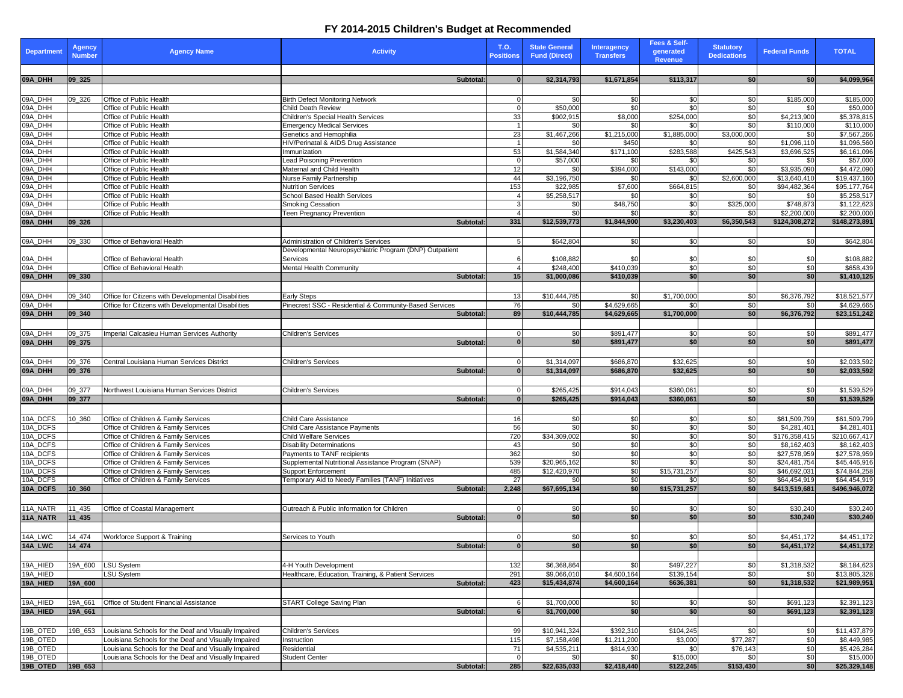# FY 2014-2015 Children's Budget at Recommended

| Department | Agency Number | Agency Name | Activity | T.O. Positions | State General Fund (Direct) | Interagency Transfers | Fees & Self-generated Revenue | Statutory Dedications | Federal Funds | TOTAL |
|---|---|---|---|---|---|---|---|---|---|---|
| | | | | | | | | | | |
| **09A_DHH** | **09_325** | | **Subtotal:** | **0** | **$2,314,793** | **$1,671,854** | **$113,317** | **$0** | **$0** | **$4,099,964** |
| | | | | | | | | | | |
| 09A_DHH | 09_326 | Office of Public Health | Birth Defect Monitoring Network | 0 | $0 | $0 | $0 | $0 | $185,000 | $185,000 |
| 09A_DHH | | Office of Public Health | Child Death Review | 0 | $50,000 | $0 | $0 | $0 | $0 | $50,000 |
| 09A_DHH | | Office of Public Health | Children's Special Health Services | 33 | $902,915 | $8,000 | $254,000 | $0 | $4,213,900 | $5,378,815 |
| 09A_DHH | | Office of Public Health | Emergency Medical Services | 1 | $0 | $0 | $0 | $0 | $110,000 | $110,000 |
| 09A_DHH | | Office of Public Health | Genetics and Hemophilia | 23 | $1,467,266 | $1,215,000 | $1,885,000 | $3,000,000 | $0 | $7,567,266 |
| 09A_DHH | | Office of Public Health | HIV/Perinatal & AIDS Drug Assistance | 1 | $0 | $450 | $0 | $0 | $1,096,110 | $1,096,560 |
| 09A_DHH | | Office of Public Health | Immunization | 53 | $1,584,340 | $171,100 | $283,588 | $425,543 | $3,696,525 | $6,161,096 |
| 09A_DHH | | Office of Public Health | Lead Poisoning Prevention | 0 | $57,000 | $0 | $0 | $0 | $0 | $57,000 |
| 09A_DHH | | Office of Public Health | Maternal and Child Health | 12 | $0 | $394,000 | $143,000 | $0 | $3,935,090 | $4,472,090 |
| 09A_DHH | | Office of Public Health | Nurse Family Partnership | 44 | $3,196,750 | $0 | $0 | $2,600,000 | $13,640,410 | $19,437,160 |
| 09A_DHH | | Office of Public Health | Nutrition Services | 153 | $22,985 | $7,600 | $664,815 | $0 | $94,482,364 | $95,177,764 |
| 09A_DHH | | Office of Public Health | School Based Health Services | 4 | $5,258,517 | $0 | $0 | $0 | $0 | $5,258,517 |
| 09A_DHH | | Office of Public Health | Smoking Cessation | 3 | $0 | $48,750 | $0 | $325,000 | $748,873 | $1,122,623 |
| 09A_DHH | | Office of Public Health | Teen Pregnancy Prevention | 4 | $0 | $0 | $0 | $0 | $2,200,000 | $2,200,000 |
| **09A_DHH** | **09_326** | | **Subtotal:** | **331** | **$12,539,773** | **$1,844,900** | **$3,230,403** | **$6,350,543** | **$124,308,272** | **$148,273,891** |
| | | | | | | | | | | |
| 09A_DHH | 09_330 | Office of Behavioral Health | Administration of Children's Services | 5 | $642,804 | $0 | $0 | $0 | $0 | $642,804 |
| 09A_DHH | | Office of Behavioral Health | Developmental Neuropsychiatric Program (DNP) Outpatient Services | 6 | $108,882 | $0 | $0 | $0 | $0 | $108,882 |
| 09A_DHH | | Office of Behavioral Health | Mental Health Community | 4 | $248,400 | $410,039 | $0 | $0 | $0 | $658,439 |
| **09A_DHH** | **09_330** | | **Subtotal:** | **15** | **$1,000,086** | **$410,039** | **$0** | **$0** | **$0** | **$1,410,125** |
| | | | | | | | | | | |
| 09A_DHH | 09_340 | Office for Citizens with Developmental Disabilities | Early Steps | 13 | $10,444,785 | $0 | $1,700,000 | $0 | $6,376,792 | $18,521,577 |
| 09A_DHH | | Office for Citizens with Developmental Disabilities | Pinecrest SSC - Residential & Community-Based Services | 76 | $0 | $4,629,665 | $0 | $0 | $0 | $4,629,665 |
| **09A_DHH** | **09_340** | | **Subtotal:** | **89** | **$10,444,785** | **$4,629,665** | **$1,700,000** | **$0** | **$6,376,792** | **$23,151,242** |
| | | | | | | | | | | |
| 09A_DHH | 09_375 | Imperial Calcasieu Human Services Authority | Children's Services | 0 | $0 | $891,477 | $0 | $0 | $0 | $891,477 |
| **09A_DHH** | **09_375** | | **Subtotal:** | **0** | **$0** | **$891,477** | **$0** | **$0** | **$0** | **$891,477** |
| | | | | | | | | | | |
| 09A_DHH | 09_376 | Central Louisiana Human Services District | Children's Services | 0 | $1,314,097 | $686,870 | $32,625 | $0 | $0 | $2,033,592 |
| **09A_DHH** | **09_376** | | **Subtotal:** | **0** | **$1,314,097** | **$686,870** | **$32,625** | **$0** | **$0** | **$2,033,592** |
| | | | | | | | | | | |
| 09A_DHH | 09_377 | Northwest Louisiana Human Services District | Children's Services | 0 | $265,425 | $914,043 | $360,061 | $0 | $0 | $1,539,529 |
| **09A_DHH** | **09_377** | | **Subtotal:** | **0** | **$265,425** | **$914,043** | **$360,061** | **$0** | **$0** | **$1,539,529** |
| | | | | | | | | | | |
| 10A_DCFS | 10_360 | Office of Children & Family Services | Child Care Assistance | 16 | $0 | $0 | $0 | $0 | $61,509,799 | $61,509,799 |
| 10A_DCFS | | Office of Children & Family Services | Child Care Assistance Payments | 56 | $0 | $0 | $0 | $0 | $4,281,401 | $4,281,401 |
| 10A_DCFS | | Office of Children & Family Services | Child Welfare Services | 720 | $34,309,002 | $0 | $0 | $0 | $176,358,415 | $210,667,417 |
| 10A_DCFS | | Office of Children & Family Services | Disability Determinations | 43 | $0 | $0 | $0 | $0 | $8,162,403 | $8,162,403 |
| 10A_DCFS | | Office of Children & Family Services | Payments to TANF recipients | 362 | $0 | $0 | $0 | $0 | $27,578,959 | $27,578,959 |
| 10A_DCFS | | Office of Children & Family Services | Supplemental Nutritional Assistance Program (SNAP) | 539 | $20,965,162 | $0 | $0 | $0 | $24,481,754 | $45,446,916 |
| 10A_DCFS | | Office of Children & Family Services | Support Enforcement | 485 | $12,420,970 | $0 | $15,731,257 | $0 | $46,692,031 | $74,844,258 |
| 10A_DCFS | | Office of Children & Family Services | Temporary Aid to Needy Families (TANF) Initiatives | 27 | $0 | $0 | $0 | $0 | $64,454,919 | $64,454,919 |
| **10A_DCFS** | **10_360** | | **Subtotal:** | **2,248** | **$67,695,134** | **$0** | **$15,731,257** | **$0** | **$413,519,681** | **$496,946,072** |
| | | | | | | | | | | |
| 11A_NATR | 11_435 | Office of Coastal Management | Outreach & Public Information for Children | 0 | $0 | $0 | $0 | $0 | $30,240 | $30,240 |
| **11A_NATR** | **11_435** | | **Subtotal:** | **0** | **$0** | **$0** | **$0** | **$0** | **$30,240** | **$30,240** |
| | | | | | | | | | | |
| 14A_LWC | 14_474 | Workforce Support & Training | Services to Youth | 0 | $0 | $0 | $0 | $0 | $4,451,172 | $4,451,172 |
| **14A_LWC** | **14_474** | | **Subtotal:** | **0** | **$0** | **$0** | **$0** | **$0** | **$4,451,172** | **$4,451,172** |
| | | | | | | | | | | |
| 19A_HIED | 19A_600 | LSU System | 4-H Youth Development | 132 | $6,368,864 | $0 | $497,227 | $0 | $1,318,532 | $8,184,623 |
| 19A_HIED | | LSU System | Healthcare, Education, Training, & Patient Services | 291 | $9,066,010 | $4,600,164 | $139,154 | $0 | $0 | $13,805,328 |
| **19A_HIED** | **19A_600** | | **Subtotal:** | **423** | **$15,434,874** | **$4,600,164** | **$636,381** | **$0** | **$1,318,532** | **$21,989,951** |
| | | | | | | | | | | |
| 19A_HIED | 19A_661 | Office of Student Financial Assistance | START College Saving Plan | 6 | $1,700,000 | $0 | $0 | $0 | $691,123 | $2,391,123 |
| **19A_HIED** | **19A_661** | | **Subtotal:** | **6** | **$1,700,000** | **$0** | **$0** | **$0** | **$691,123** | **$2,391,123** |
| | | | | | | | | | | |
| 19B_OTED | 19B_653 | Louisiana Schools for the Deaf and Visually Impaired | Children's Services | 99 | $10,941,324 | $392,310 | $104,245 | $0 | $0 | $11,437,879 |
| 19B_OTED | | Louisiana Schools for the Deaf and Visually Impaired | Instruction | 115 | $7,158,498 | $1,211,200 | $3,000 | $77,287 | $0 | $8,449,985 |
| 19B_OTED | | Louisiana Schools for the Deaf and Visually Impaired | Residential | 71 | $4,535,211 | $814,930 | $0 | $76,143 | $0 | $5,426,284 |
| 19B_OTED | | Louisiana Schools for the Deaf and Visually Impaired | Student Center | 0 | $0 | $0 | $15,000 | $0 | $0 | $15,000 |
| **19B_OTED** | **19B_653** | | **Subtotal:** | **285** | **$22,635,033** | **$2,418,440** | **$122,245** | **$153,430** | **$0** | **$25,329,148** |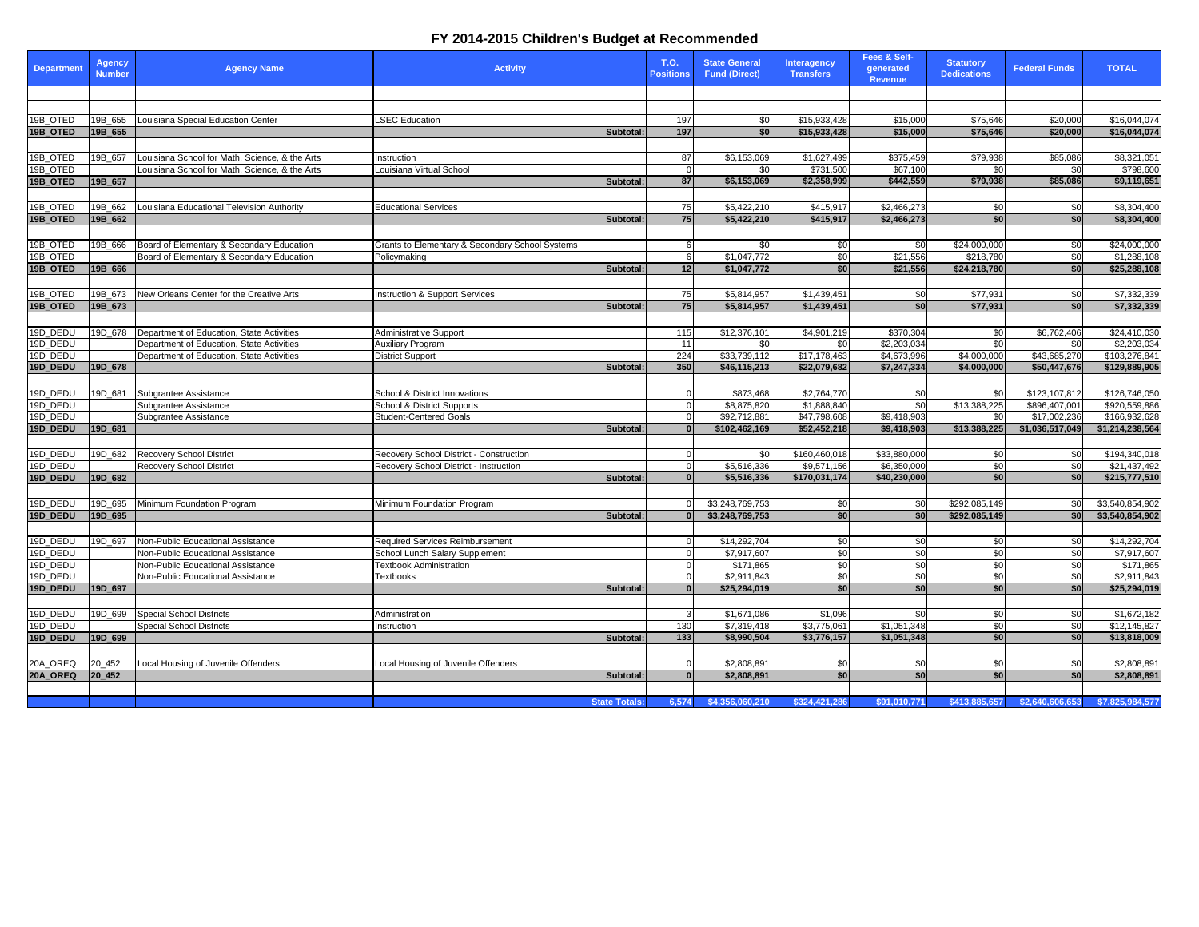# FY 2014-2015 Children's Budget at Recommended

| Department | Agency Number | Agency Name | Activity | T.O. Positions | State General Fund (Direct) | Interagency Transfers | Fees & Self-generated Revenue | Statutory Dedications | Federal Funds | TOTAL |
|---|---|---|---|---|---|---|---|---|---|---|
| 19B_OTED | 19B_655 | Louisiana Special Education Center | LSEC Education | 197 | $0 | $15,933,428 | $15,000 | $75,646 | $20,000 | $16,044,074 |
| **19B_OTED** | **19B_655** | | **Subtotal:** | **197** | **$0** | **$15,933,428** | **$15,000** | **$75,646** | **$20,000** | **$16,044,074** |
| 19B_OTED | 19B_657 | Louisiana School for Math, Science, & the Arts | Instruction | 87 | $6,153,069 | $1,627,499 | $375,459 | $79,938 | $85,086 | $8,321,051 |
| 19B_OTED | | Louisiana School for Math, Science, & the Arts | Louisiana Virtual School | 0 | $0 | $731,500 | $67,100 | $0 | $0 | $798,600 |
| **19B_OTED** | **19B_657** | | **Subtotal:** | **87** | **$6,153,069** | **$2,358,999** | **$442,559** | **$79,938** | **$85,086** | **$9,119,651** |
| 19B_OTED | 19B_662 | Louisiana Educational Television Authority | Educational Services | 75 | $5,422,210 | $415,917 | $2,466,273 | $0 | $0 | $8,304,400 |
| **19B_OTED** | **19B_662** | | **Subtotal:** | **75** | **$5,422,210** | **$415,917** | **$2,466,273** | **$0** | **$0** | **$8,304,400** |
| 19B_OTED | 19B_666 | Board of Elementary & Secondary Education | Grants to Elementary & Secondary School Systems | 6 | $0 | $0 | $0 | $24,000,000 | $0 | $24,000,000 |
| 19B_OTED | | Board of Elementary & Secondary Education | Policymaking | 6 | $1,047,772 | $0 | $21,556 | $218,780 | $0 | $1,288,108 |
| **19B_OTED** | **19B_666** | | **Subtotal:** | **12** | **$1,047,772** | **$0** | **$21,556** | **$24,218,780** | **$0** | **$25,288,108** |
| 19B_OTED | 19B_673 | New Orleans Center for the Creative Arts | Instruction & Support Services | 75 | $5,814,957 | $1,439,451 | $0 | $77,931 | $0 | $7,332,339 |
| **19B_OTED** | **19B_673** | | **Subtotal:** | **75** | **$5,814,957** | **$1,439,451** | **$0** | **$77,931** | **$0** | **$7,332,339** |
| 19D_DEDU | 19D_678 | Department of Education, State Activities | Administrative Support | 115 | $12,376,101 | $4,901,219 | $370,304 | $0 | $6,762,406 | $24,410,030 |
| 19D_DEDU | | Department of Education, State Activities | Auxiliary Program | 11 | $0 | $2,203,034 | $0 | $0 | $0 | $2,203,034 |
| 19D_DEDU | | Department of Education, State Activities | District Support | 224 | $33,739,112 | $17,178,463 | $4,673,996 | $4,000,000 | $43,685,270 | $103,276,841 |
| **19D_DEDU** | **19D_678** | | **Subtotal:** | **350** | **$46,115,213** | **$22,079,682** | **$7,247,334** | **$4,000,000** | **$50,447,676** | **$129,889,905** |
| 19D_DEDU | 19D_681 | Subgrantee Assistance | School & District Innovations | 0 | $873,468 | $2,764,770 | $0 | $0 | $123,107,812 | $126,746,050 |
| 19D_DEDU | | Subgrantee Assistance | School & District Supports | 0 | $8,875,820 | $1,888,840 | $0 | $13,388,225 | $896,407,001 | $920,559,886 |
| 19D_DEDU | | Subgrantee Assistance | Student-Centered Goals | 0 | $92,712,881 | $47,798,608 | $9,418,903 | $0 | $17,002,236 | $166,932,628 |
| **19D_DEDU** | **19D_681** | | **Subtotal:** | **0** | **$102,462,169** | **$52,452,218** | **$9,418,903** | **$13,388,225** | **$1,036,517,049** | **$1,214,238,564** |
| 19D_DEDU | 19D_682 | Recovery School District | Recovery School District - Construction | 0 | $0 | $160,460,018 | $33,880,000 | $0 | $0 | $194,340,018 |
| 19D_DEDU | | Recovery School District | Recovery School District - Instruction | 0 | $5,516,336 | $9,571,156 | $6,350,000 | $0 | $0 | $21,437,492 |
| **19D_DEDU** | **19D_682** | | **Subtotal:** | **0** | **$5,516,336** | **$170,031,174** | **$40,230,000** | **$0** | **$0** | **$215,777,510** |
| 19D_DEDU | 19D_695 | Minimum Foundation Program | Minimum Foundation Program | 0 | $3,248,769,753 | $0 | $0 | $292,085,149 | $0 | $3,540,854,902 |
| **19D_DEDU** | **19D_695** | | **Subtotal:** | **0** | **$3,248,769,753** | **$0** | **$0** | **$292,085,149** | **$0** | **$3,540,854,902** |
| 19D_DEDU | 19D_697 | Non-Public Educational Assistance | Required Services Reimbursement | 0 | $14,292,704 | $0 | $0 | $0 | $0 | $14,292,704 |
| 19D_DEDU | | Non-Public Educational Assistance | School Lunch Salary Supplement | 0 | $7,917,607 | $0 | $0 | $0 | $0 | $7,917,607 |
| 19D_DEDU | | Non-Public Educational Assistance | Textbook Administration | 0 | $171,865 | $0 | $0 | $0 | $0 | $171,865 |
| 19D_DEDU | | Non-Public Educational Assistance | Textbooks | 0 | $2,911,843 | $0 | $0 | $0 | $0 | $2,911,843 |
| **19D_DEDU** | **19D_697** | | **Subtotal:** | **0** | **$25,294,019** | **$0** | **$0** | **$0** | **$0** | **$25,294,019** |
| 19D_DEDU | 19D_699 | Special School Districts | Administration | 3 | $1,671,086 | $1,096 | $0 | $0 | $0 | $1,672,182 |
| 19D_DEDU | | Special School Districts | Instruction | 130 | $7,319,418 | $3,775,061 | $1,051,348 | $0 | $0 | $12,145,827 |
| **19D_DEDU** | **19D_699** | | **Subtotal:** | **133** | **$8,990,504** | **$3,776,157** | **$1,051,348** | **$0** | **$0** | **$13,818,009** |
| 20A_OREQ | 20_452 | Local Housing of Juvenile Offenders | Local Housing of Juvenile Offenders | 0 | $2,808,891 | $0 | $0 | $0 | $0 | $2,808,891 |
| **20A_OREQ** | **20_452** | | **Subtotal:** | **0** | **$2,808,891** | **$0** | **$0** | **$0** | **$0** | **$2,808,891** |
| | | | **State Totals:** | **6,574** | **$4,356,060,210** | **$324,421,286** | **$91,010,771** | **$413,885,657** | **$2,640,606,653** | **$7,825,984,577** |